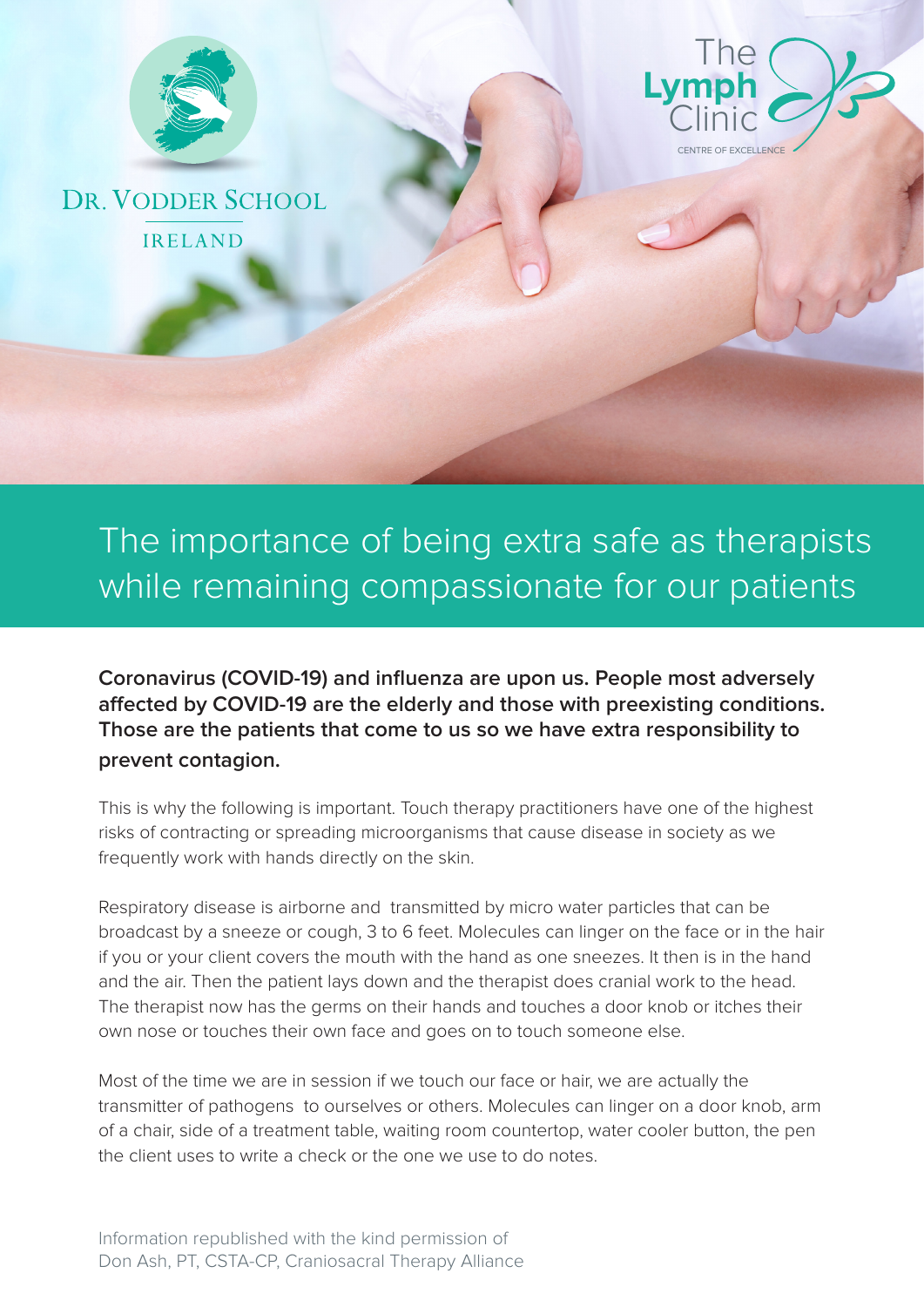DR. VODDER SCHOOL

IRELAND

The Lymph Clinic

CENTRE OF EXCELLENCE

# The importance of being extra safe as therapists while remaining compassionate for our patients

**Coronavirus (COVID-19) and influenza are upon us. People most adversely affected by COVID-19 are the elderly and those with preexisting conditions. Those are the patients that come to us so we have extra responsibility to prevent contagion.**

This is why the following is important. Touch therapy practitioners have one of the highest risks of contracting or spreading microorganisms that cause disease in society as we frequently work with hands directly on the skin.

Respiratory disease is airborne and transmitted by micro water particles that can be broadcast by a sneeze or cough, 3 to 6 feet. Molecules can linger on the face or in the hair if you or your client covers the mouth with the hand as one sneezes. It then is in the hand and the air. Then the patient lays down and the therapist does cranial work to the head. The therapist now has the germs on their hands and touches a door knob or itches their own nose or touches their own face and goes on to touch someone else.

Most of the time we are in session if we touch our face or hair, we are actually the transmitter of pathogens to ourselves or others. Molecules can linger on a door knob, arm of a chair, side of a treatment table, waiting room countertop, water cooler button, the pen the client uses to write a check or the one we use to do notes.

Information republished with the kind permission of
Don Ash, PT, CSTA-CP, Craniosacral Therapy Alliance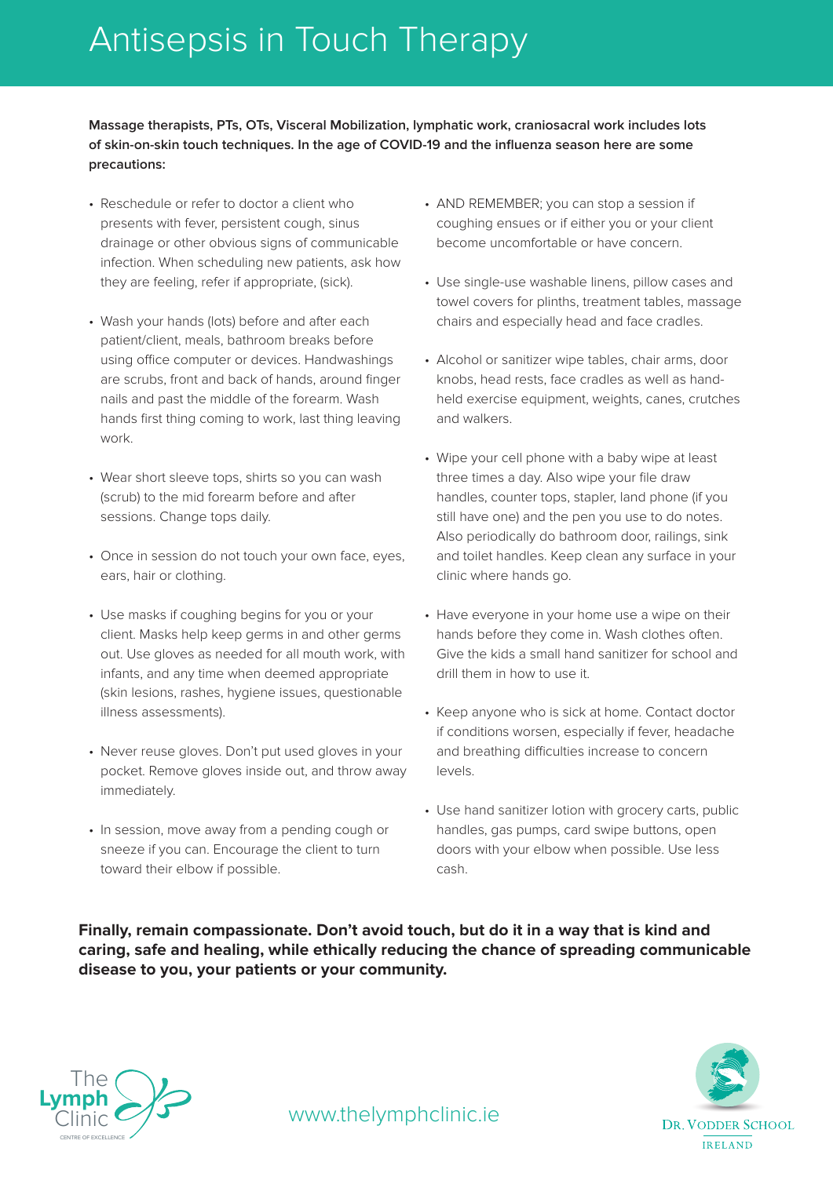# Antisepsis in Touch Therapy

**Massage therapists, PTs, OTs, Visceral Mobilization, lymphatic work, craniosacral work includes lots of skin-on-skin touch techniques. In the age of COVID-19 and the influenza season here are some precautions:**

- Reschedule or refer to doctor a client who presents with fever, persistent cough, sinus drainage or other obvious signs of communicable infection. When scheduling new patients, ask how they are feeling, refer if appropriate, (sick).
- Wash your hands (lots) before and after each patient/client, meals, bathroom breaks before using office computer or devices. Handwashings are scrubs, front and back of hands, around finger nails and past the middle of the forearm. Wash hands first thing coming to work, last thing leaving work.
- Wear short sleeve tops, shirts so you can wash (scrub) to the mid forearm before and after sessions. Change tops daily.
- Once in session do not touch your own face, eyes, ears, hair or clothing.
- Use masks if coughing begins for you or your client. Masks help keep germs in and other germs out. Use gloves as needed for all mouth work, with infants, and any time when deemed appropriate (skin lesions, rashes, hygiene issues, questionable illness assessments).
- Never reuse gloves. Don't put used gloves in your pocket. Remove gloves inside out, and throw away immediately.
- In session, move away from a pending cough or sneeze if you can. Encourage the client to turn toward their elbow if possible.
- AND REMEMBER; you can stop a session if coughing ensues or if either you or your client become uncomfortable or have concern.
- Use single-use washable linens, pillow cases and towel covers for plinths, treatment tables, massage chairs and especially head and face cradles.
- Alcohol or sanitizer wipe tables, chair arms, door knobs, head rests, face cradles as well as hand-held exercise equipment, weights, canes, crutches and walkers.
- Wipe your cell phone with a baby wipe at least three times a day. Also wipe your file draw handles, counter tops, stapler, land phone (if you still have one) and the pen you use to do notes. Also periodically do bathroom door, railings, sink and toilet handles. Keep clean any surface in your clinic where hands go.
- Have everyone in your home use a wipe on their hands before they come in. Wash clothes often. Give the kids a small hand sanitizer for school and drill them in how to use it.
- Keep anyone who is sick at home. Contact doctor if conditions worsen, especially if fever, headache and breathing difficulties increase to concern levels.
- Use hand sanitizer lotion with grocery carts, public handles, gas pumps, card swipe buttons, open doors with your elbow when possible. Use less cash.

**Finally, remain compassionate. Don't avoid touch, but do it in a way that is kind and caring, safe and healing, while ethically reducing the chance of spreading communicable disease to you, your patients or your community.**

The Lymph Clinic
CENTRE OF EXCELLENCE

www.thelymphclinic.ie

DR. VODDER SCHOOL
IRELAND